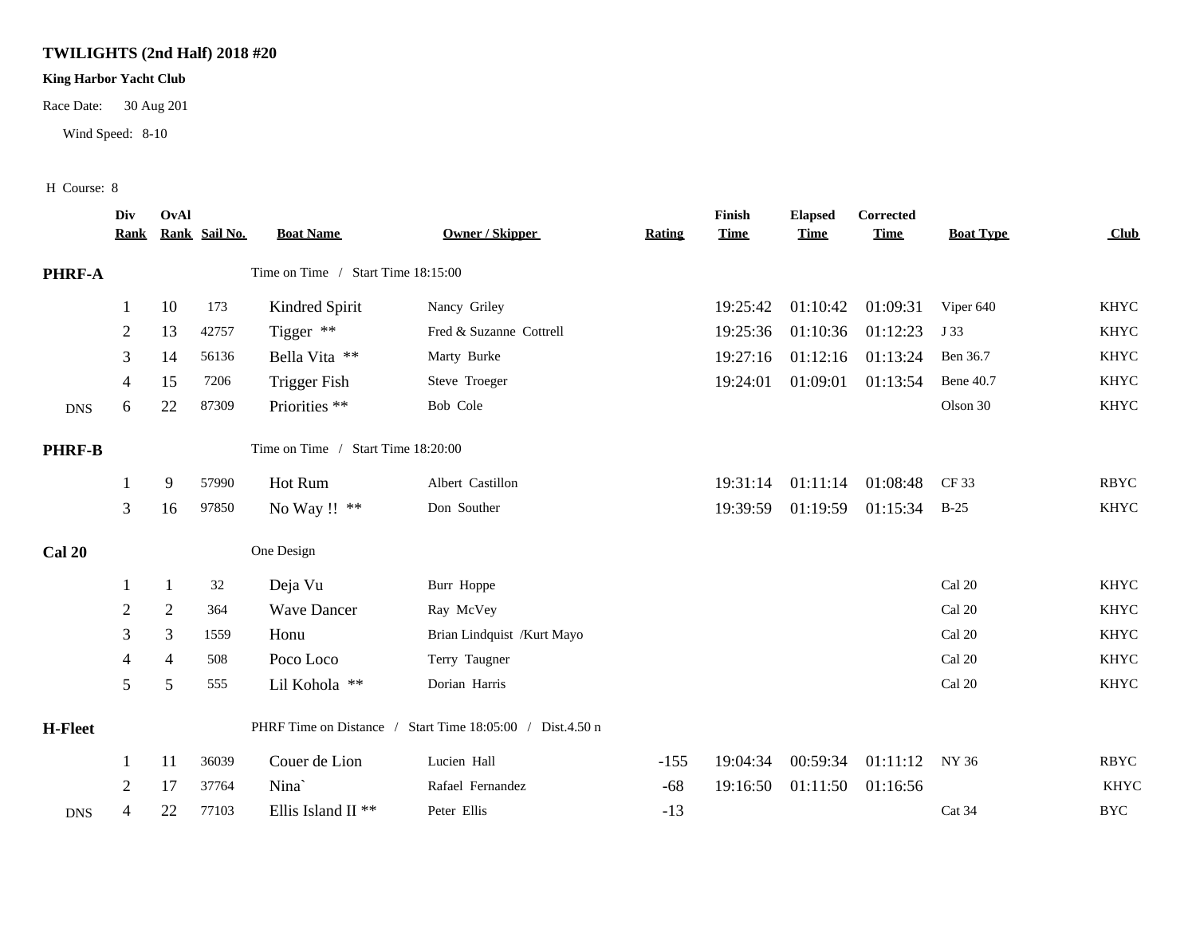**TWILIGHTS (2nd Half) 2018 #20**

**King Harbor Yacht Club**

Race Date: 30 Aug 201

Wind Speed: 8-10

H Course: 8

| | Div Rank | OvAl Rank | Sail No. | Boat Name | Owner / Skipper | Rating | Finish Time | Elapsed Time | Corrected Time | Boat Type | Club |
|---|---|---|---|---|---|---|---|---|---|---|---|
| **PHRF-A** | | | | Time on Time / Start Time 18:15:00 | | | | | | | |
| | 1 | 10 | 173 | Kindred Spirit | Nancy Griley | | 19:25:42 | 01:10:42 | 01:09:31 | Viper 640 | KHYC |
| | 2 | 13 | 42757 | Tigger ** | Fred & Suzanne Cottrell | | 19:25:36 | 01:10:36 | 01:12:23 | J 33 | KHYC |
| | 3 | 14 | 56136 | Bella Vita ** | Marty Burke | | 19:27:16 | 01:12:16 | 01:13:24 | Ben 36.7 | KHYC |
| | 4 | 15 | 7206 | Trigger Fish | Steve Troeger | | 19:24:01 | 01:09:01 | 01:13:54 | Bene 40.7 | KHYC |
| DNS | 6 | 22 | 87309 | Priorities ** | Bob Cole | | | | | Olson 30 | KHYC |
| **PHRF-B** | | | | Time on Time / Start Time 18:20:00 | | | | | | | |
| | 1 | 9 | 57990 | Hot Rum | Albert Castillon | | 19:31:14 | 01:11:14 | 01:08:48 | CF 33 | RBYC |
| | 3 | 16 | 97850 | No Way !! ** | Don Souther | | 19:39:59 | 01:19:59 | 01:15:34 | B-25 | KHYC |
| **Cal 20** | | | | One Design | | | | | | | |
| | 1 | 1 | 32 | Deja Vu | Burr Hoppe | | | | | Cal 20 | KHYC |
| | 2 | 2 | 364 | Wave Dancer | Ray McVey | | | | | Cal 20 | KHYC |
| | 3 | 3 | 1559 | Honu | Brian Lindquist /Kurt Mayo | | | | | Cal 20 | KHYC |
| | 4 | 4 | 508 | Poco Loco | Terry Taugner | | | | | Cal 20 | KHYC |
| | 5 | 5 | 555 | Lil Kohola ** | Dorian Harris | | | | | Cal 20 | KHYC |
| **H-Fleet** | | | | PHRF Time on Distance / Start Time 18:05:00 / Dist.4.50 n | | | | | | | |
| | 1 | 11 | 36039 | Couer de Lion | Lucien Hall | -155 | 19:04:34 | 00:59:34 | 01:11:12 | NY 36 | RBYC |
| | 2 | 17 | 37764 | Nina` | Rafael Fernandez | -68 | 19:16:50 | 01:11:50 | 01:16:56 | | KHYC |
| DNS | 4 | 22 | 77103 | Ellis Island II ** | Peter Ellis | -13 | | | | Cat 34 | BYC |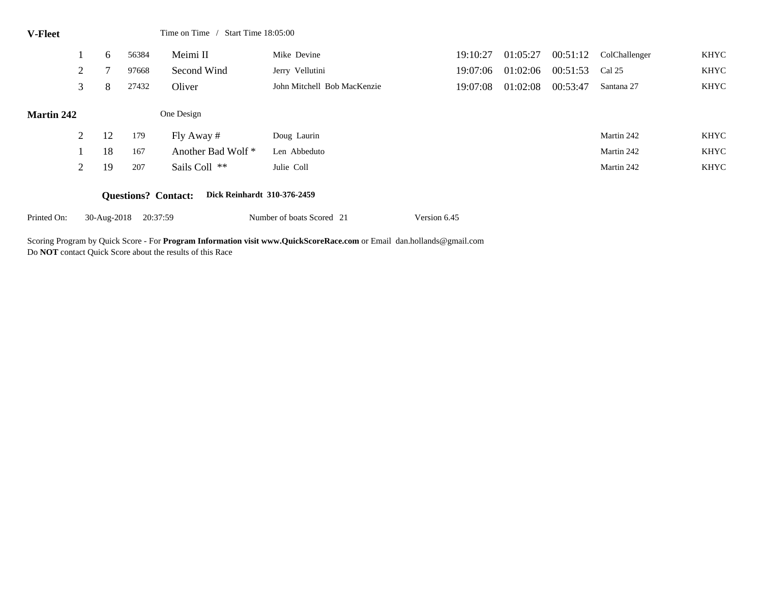**V-Fleet** Time on Time / Start Time 18:05:00

| | | | | | | | | | |
|---|---|---|---|---|---|---|---|---|---|
| 1 | 6 | 56384 | Meimi II | Mike Devine | 19:10:27 | 01:05:27 | 00:51:12 | ColChallenger | KHYC |
| 2 | 7 | 97668 | Second Wind | Jerry Vellutini | 19:07:06 | 01:02:06 | 00:51:53 | Cal 25 | KHYC |
| 3 | 8 | 27432 | Oliver | John Mitchell Bob MacKenzie | 19:07:08 | 01:02:08 | 00:53:47 | Santana 27 | KHYC |

**Martin 242** One Design

| | | | | | | | | | |
|---|---|---|---|---|---|---|---|---|---|
| 2 | 12 | 179 | Fly Away # | Doug Laurin | | | | Martin 242 | KHYC |
| 1 | 18 | 167 | Another Bad Wolf * | Len Abbeduto | | | | Martin 242 | KHYC |
| 2 | 19 | 207 | Sails Coll ** | Julie Coll | | | | Martin 242 | KHYC |

**Questions? Contact:** **Dick Reinhardt 310-376-2459**

Printed On: 30-Aug-2018 20:37:59 Number of boats Scored 21 Version 6.45

Scoring Program by Quick Score - For **Program Information visit www.QuickScoreRace.com** or Email dan.hollands@gmail.com
Do **NOT** contact Quick Score about the results of this Race